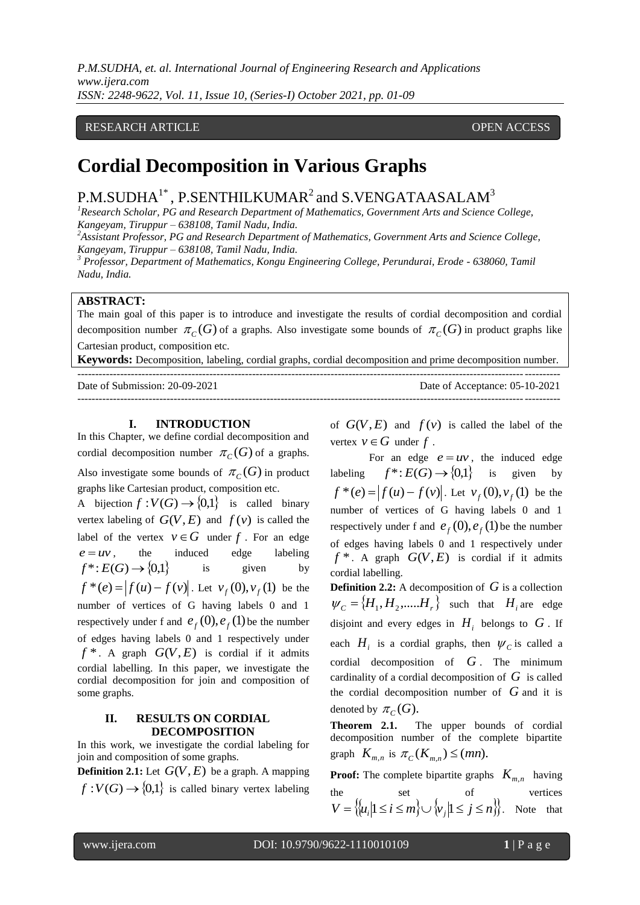RESEARCH ARTICLE OPEN ACCESS

# Cordial Decomposition in Various Graphs

P.M.SUDHA[1*], P.SENTHILKUMAR[2] and S.VENGATAASALAM[3]

[1]Research Scholar, PG and Research Department of Mathematics, Government Arts and Science College, Kangeyam, Tiruppur – 638108, Tamil Nadu, India.
[2]Assistant Professor, PG and Research Department of Mathematics, Government Arts and Science College, Kangeyam, Tiruppur – 638108, Tamil Nadu, India.
[3] Professor, Department of Mathematics, Kongu Engineering College, Perundurai, Erode - 638060, Tamil Nadu, India.

**ABSTRACT:**
The main goal of this paper is to introduce and investigate the results of cordial decomposition and cordial decomposition number $\pi_C(G)$ of a graphs. Also investigate some bounds of $\pi_C(G)$ in product graphs like Cartesian product, composition etc.

**Keywords:** Decomposition, labeling, cordial graphs, cordial decomposition and prime decomposition number.

---

Date of Submission: 20-09-2021 Date of Acceptance: 05-10-2021

---

## I. INTRODUCTION

In this Chapter, we define cordial decomposition and cordial decomposition number $\pi_C(G)$ of a graphs. Also investigate some bounds of $\pi_C(G)$ in product graphs like Cartesian product, composition etc.

A bijection $f:V(G)\to\{0,1\}$ is called binary vertex labeling of $G(V,E)$ and $f(v)$ is called the label of the vertex $v\in G$ under $f$. For an edge $e=uv$, the induced edge labeling $f^*:E(G)\to\{0,1\}$ is given by $f^*(e)=|f(u)-f(v)|$. Let $v_f(0),v_f(1)$ be the number of vertices of G having labels 0 and 1 respectively under f and $e_f(0),e_f(1)$ be the number of edges having labels 0 and 1 respectively under $f^*$. A graph $G(V,E)$ is cordial if it admits cordial labelling. In this paper, we investigate the cordial decomposition for join and composition of some graphs.

## II. RESULTS ON CORDIAL DECOMPOSITION

In this work, we investigate the cordial labeling for join and composition of some graphs.

**Definition 2.1:** Let $G(V,E)$ be a graph. A mapping $f:V(G)\to\{0,1\}$ is called binary vertex labeling of $G(V,E)$ and $f(v)$ is called the label of the vertex $v\in G$ under $f$.

For an edge $e=uv$, the induced edge labeling $f^*:E(G)\to\{0,1\}$ is given by $f^*(e)=|f(u)-f(v)|$. Let $v_f(0),v_f(1)$ be the number of vertices of G having labels 0 and 1 respectively under f and $e_f(0),e_f(1)$ be the number of edges having labels 0 and 1 respectively under $f^*$. A graph $G(V,E)$ is cordial if it admits cordial labelling.

**Definition 2.2:** A decomposition of $G$ is a collection $\psi_C=\{H_1,H_2,.....H_r\}$ such that $H_i$ are edge disjoint and every edges in $H_i$ belongs to $G$. If each $H_i$ is a cordial graphs, then $\psi_C$ is called a cordial decomposition of $G$. The minimum cardinality of a cordial decomposition of $G$ is called the cordial decomposition number of $G$ and it is denoted by $\pi_C(G)$.

**Theorem 2.1.** The upper bounds of cordial decomposition number of the complete bipartite graph $K_{m,n}$ is $\pi_C(K_{m,n})\le(mn)$.

**Proof:** The complete bipartite graphs $K_{m,n}$ having the set of vertices $V=\{\{u_i|1\le i\le m\}\cup\{v_j|1\le j\le n\}\}$. Note that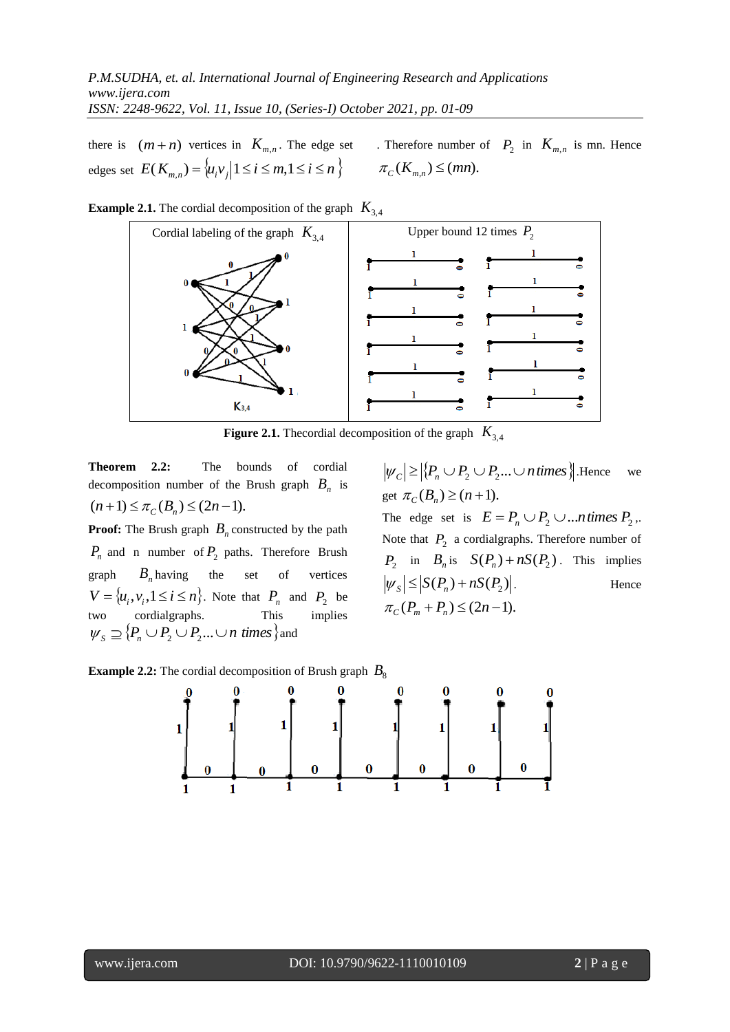there is $(m+n)$ vertices in $K_{m,n}$. The edge set edges set $E(K_{m,n}) = \{u_i v_j | 1 \le i \le m, 1 \le i \le n\}$. Therefore number of $P_2$ in $K_{m,n}$ is mn. Hence $\pi_C(K_{m,n}) \le (mn)$.

**Example 2.1.** The cordial decomposition of the graph $K_{3,4}$

**Figure 2.1.** Thecordial decomposition of the graph $K_{3,4}$

**Theorem 2.2:** The bounds of cordial decomposition number of the Brush graph $B_n$ is $(n+1) \le \pi_C(B_n) \le (2n-1)$.

**Proof:** The Brush graph $B_n$ constructed by the path $P_n$ and n number of $P_2$ paths. Therefore Brush graph $B_n$ having the set of vertices $V = \{u_i, v_i, 1 \le i \le n\}$. Note that $P_n$ and $P_2$ be two cordialgraphs. This implies $\psi_S \supseteq \{P_n \cup P_2 \cup P_2 ... \cup n \text{ times}\}$ and $|\psi_C| \ge |\{P_n \cup P_2 \cup P_2 ... \cup n \text{ times}\}|$.Hence we get $\pi_C(B_n) \ge (n+1)$.

The edge set is $E = P_n \cup P_2 \cup ... n \text{ times } P_2$,. Note that $P_2$ a cordialgraphs. Therefore number of $P_2$ in $B_n$ is $S(P_n) + nS(P_2)$. This implies $|\psi_S| \le |S(P_n) + nS(P_2)|$. Hence $\pi_C(P_m + P_n) \le (2n-1)$.

**Example 2.2:** The cordial decomposition of Brush graph $B_8$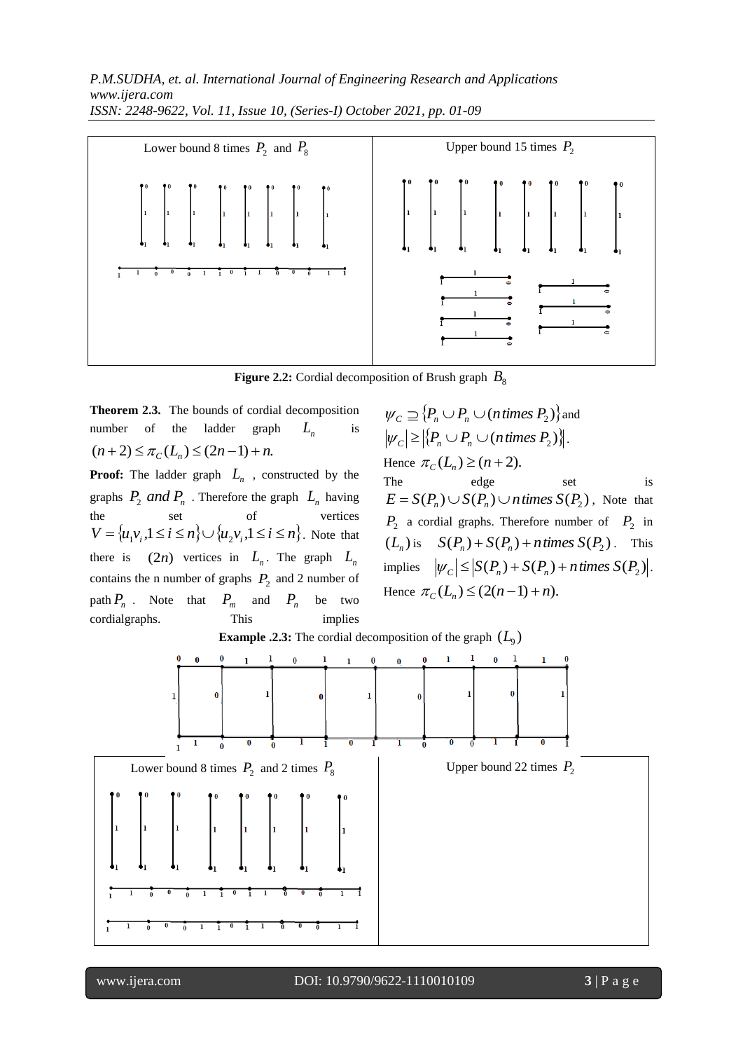Lower bound 8 times $P_2$ and $P_8$

Upper bound 15 times $P_2$

**Figure 2.2:** Cordial decomposition of Brush graph $B_8$

**Theorem 2.3.** The bounds of cordial decomposition number of the ladder graph $L_n$ is $(n+2) \le \pi_C(L_n) \le (2n-1)+n.$

**Proof:** The ladder graph $L_n$, constructed by the graphs $P_2$ *and* $P_n$. Therefore the graph $L_n$ having the set of vertices $V = \{u_1v_i, 1 \le i \le n\} \cup \{u_2v_i, 1 \le i \le n\}$. Note that there is $(2n)$ vertices in $L_n$. The graph $L_n$ contains the n number of graphs $P_2$ and 2 number of path $P_n$. Note that $P_m$ and $P_n$ be two cordialgraphs. This implies $\psi_C \supseteq \{P_n \cup P_n \cup (n\,times\, P_2)\}$ and $|\psi_C| \ge |\{P_n \cup P_n \cup (n\,times\, P_2)\}|$.

Hence $\pi_C(L_n) \ge (n+2).$

The edge set is $E = S(P_n) \cup S(P_n) \cup n\,times\, S(P_2)$, Note that $P_2$ a cordial graphs. Therefore number of $P_2$ in $(L_n)$ is $S(P_n) + S(P_n) + n\,times\, S(P_2)$. This implies $|\psi_C| \le |S(P_n) + S(P_n) + n\,times\, S(P_2)|$.

Hence $\pi_C(L_n) \le (2(n-1)+n).$

**Example .2.3:** The cordial decomposition of the graph $(L_9)$

Lower bound 8 times $P_2$ and 2 times $P_8$

Upper bound 22 times $P_2$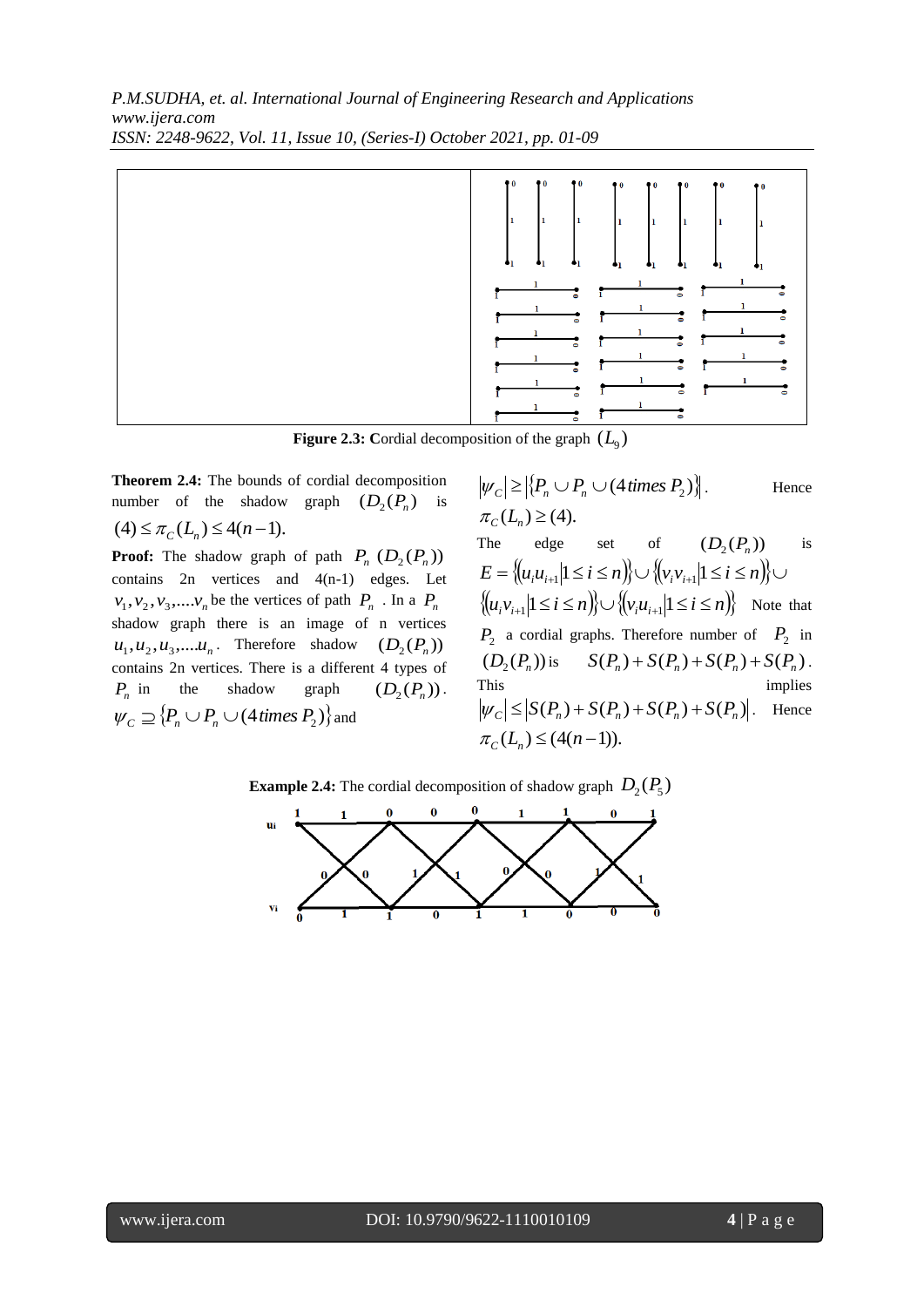**Figure 2.3:** Cordial decomposition of the graph $(L_9)$

**Theorem 2.4:** The bounds of cordial decomposition number of the shadow graph $(D_2(P_n)$ is $(4) \leq \pi_C(L_n) \leq 4(n-1)$.

**Proof:** The shadow graph of path $P_n$ $(D_2(P_n))$ contains 2n vertices and 4(n-1) edges. Let $v_1, v_2, v_3, ....v_n$ be the vertices of path $P_n$. In a $P_n$ shadow graph there is an image of n vertices $u_1, u_2, u_3, ....u_n$. Therefore shadow $(D_2(P_n))$ contains 2n vertices. There is a different 4 types of $P_n$ in the shadow graph $(D_2(P_n))$. $\psi_C \supseteq \{P_n \cup P_n \cup (4\, times\, P_2)\}$ and $|\psi_C| \geq |\{P_n \cup P_n \cup (4\, times\, P_2)\}|$. Hence $\pi_C(L_n) \geq (4)$.

The edge set of $(D_2(P_n))$ is $E = \{(u_i u_{i+1} | 1 \leq i \leq n)\} \cup \{(v_i v_{i+1} | 1 \leq i \leq n)\} \cup \{(u_i v_{i+1} | 1 \leq i \leq n)\} \cup \{(v_i u_{i+1} | 1 \leq i \leq n)\}$ Note that $P_2$ a cordial graphs. Therefore number of $P_2$ in $(D_2(P_n))$ is $S(P_n) + S(P_n) + S(P_n) + S(P_n)$. This implies $|\psi_C| \leq |S(P_n) + S(P_n) + S(P_n) + S(P_n)|$. Hence $\pi_C(L_n) \leq (4(n-1))$.

**Example 2.4:** The cordial decomposition of shadow graph $D_2(P_5)$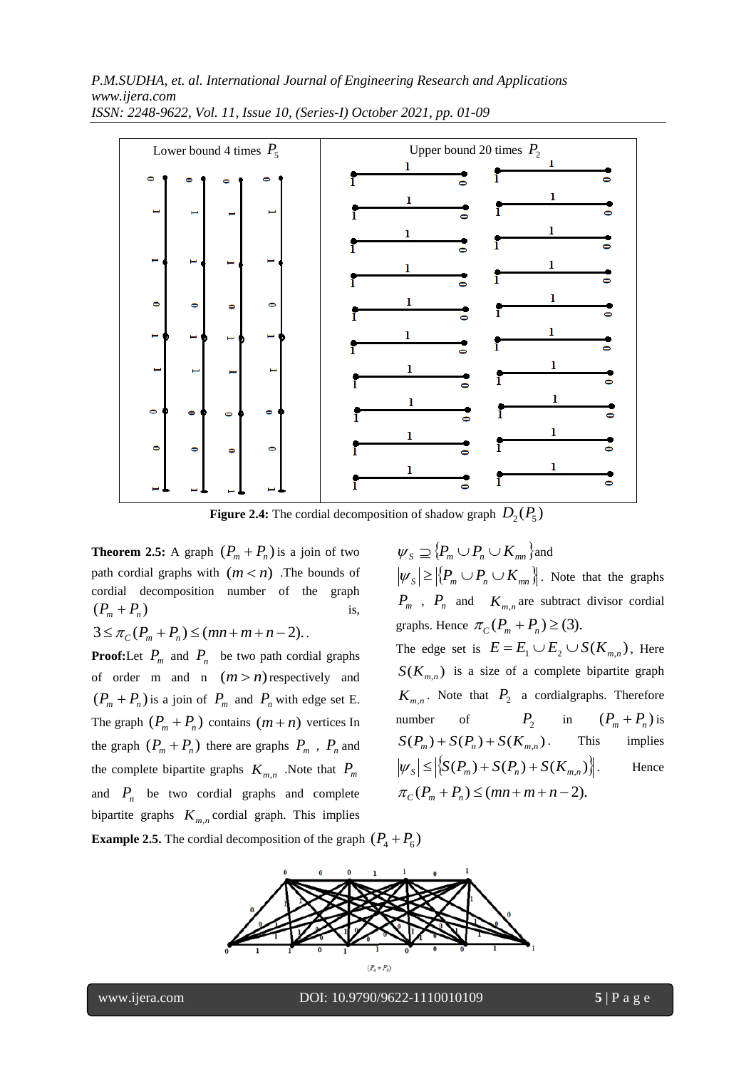Lower bound 4 times $P_5$ | Upper bound 20 times $P_2$

**Figure 2.4:** The cordial decomposition of shadow graph $D_2(P_5)$

**Theorem 2.5:** A graph $(P_m + P_n)$ is a join of two path cordial graphs with $(m < n)$ .The bounds of cordial decomposition number of the graph $(P_m + P_n)$ is,

$3 \leq \pi_C(P_m + P_n) \leq (mn + m + n - 2).$.

**Proof:**Let $P_m$ and $P_n$ be two path cordial graphs of order m and n $(m > n)$ respectively and $(P_m + P_n)$ is a join of $P_m$ and $P_n$ with edge set E. The graph $(P_m + P_n)$ contains $(m + n)$ vertices In the graph $(P_m + P_n)$ there are graphs $P_m$ , $P_n$ and the complete bipartite graphs $K_{m,n}$ .Note that $P_m$ and $P_n$ be two cordial graphs and complete bipartite graphs $K_{m,n}$ cordial graph. This implies $\psi_S \supseteq \{P_m \cup P_n \cup K_{mn}\}$ and $|\psi_S| \geq |\{P_m \cup P_n \cup K_{mn}\}|$. Note that the graphs $P_m$ , $P_n$ and $K_{m,n}$ are subtract divisor cordial graphs. Hence $\pi_C(P_m + P_n) \geq (3)$.

The edge set is $E = E_1 \cup E_2 \cup S(K_{m,n})$, Here $S(K_{m,n})$ is a size of a complete bipartite graph $K_{m,n}$. Note that $P_2$ a cordialgraphs. Therefore number of $P_2$ in $(P_m + P_n)$ is $S(P_m) + S(P_n) + S(K_{m,n})$. This implies $|\psi_S| \leq |\{S(P_m) + S(P_n) + S(K_{m,n})\}|$. Hence $\pi_C(P_m + P_n) \leq (mn + m + n - 2)$.

**Example 2.5.** The cordial decomposition of the graph $(P_4 + P_6)$

$(P_4 + P_5)$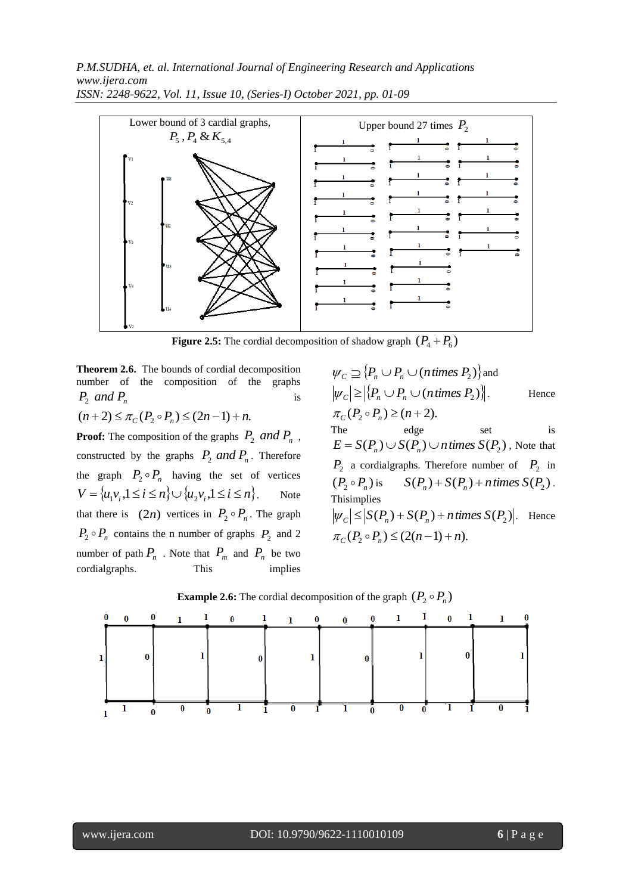Lower bound of 3 cardial graphs, $P_5$, $P_4$ & $K_{5,4}$

Upper bound 27 times $P_2$

**Figure 2.5:** The cordial decomposition of shadow graph $(P_4 + P_6)$

**Theorem 2.6.** The bounds of cordial decomposition number of the composition of the graphs $P_2$ *and* $P_n$ is $(n+2) \leq \pi_C(P_2 \circ P_n) \leq (2n-1)+n.$

**Proof:** The composition of the graphs $P_2$ *and* $P_n$, constructed by the graphs $P_2$ *and* $P_n$. Therefore the graph $P_2 \circ P_n$ having the set of vertices $V = \{u_1 v_i, 1 \leq i \leq n\} \cup \{u_2 v_i, 1 \leq i \leq n\}$. Note that there is $(2n)$ vertices in $P_2 \circ P_n$. The graph $P_2 \circ P_n$ contains the n number of graphs $P_2$ and 2 number of path $P_n$. Note that $P_m$ and $P_n$ be two cordialgraphs. This implies $\psi_C \supseteq \{P_n \cup P_n \cup (n\,times\; P_2)\}$ and $|\psi_C| \geq |\{P_n \cup P_n \cup (n\,times\; P_2)\}|$. Hence $\pi_C(P_2 \circ P_n) \geq (n+2).$

The edge set is $E = S(P_n) \cup S(P_n) \cup n\,times\; S(P_2)$, Note that $P_2$ a cordialgraphs. Therefore number of $P_2$ in $(P_2 \circ P_n)$ is $S(P_n) + S(P_n) + n\,times\; S(P_2)$. Thisimplies $|\psi_C| \leq |S(P_n) + S(P_n) + n\,times\; S(P_2)|$. Hence $\pi_C(P_2 \circ P_n) \leq (2(n-1)+n).$

**Example 2.6:** The cordial decomposition of the graph $(P_2 \circ P_n)$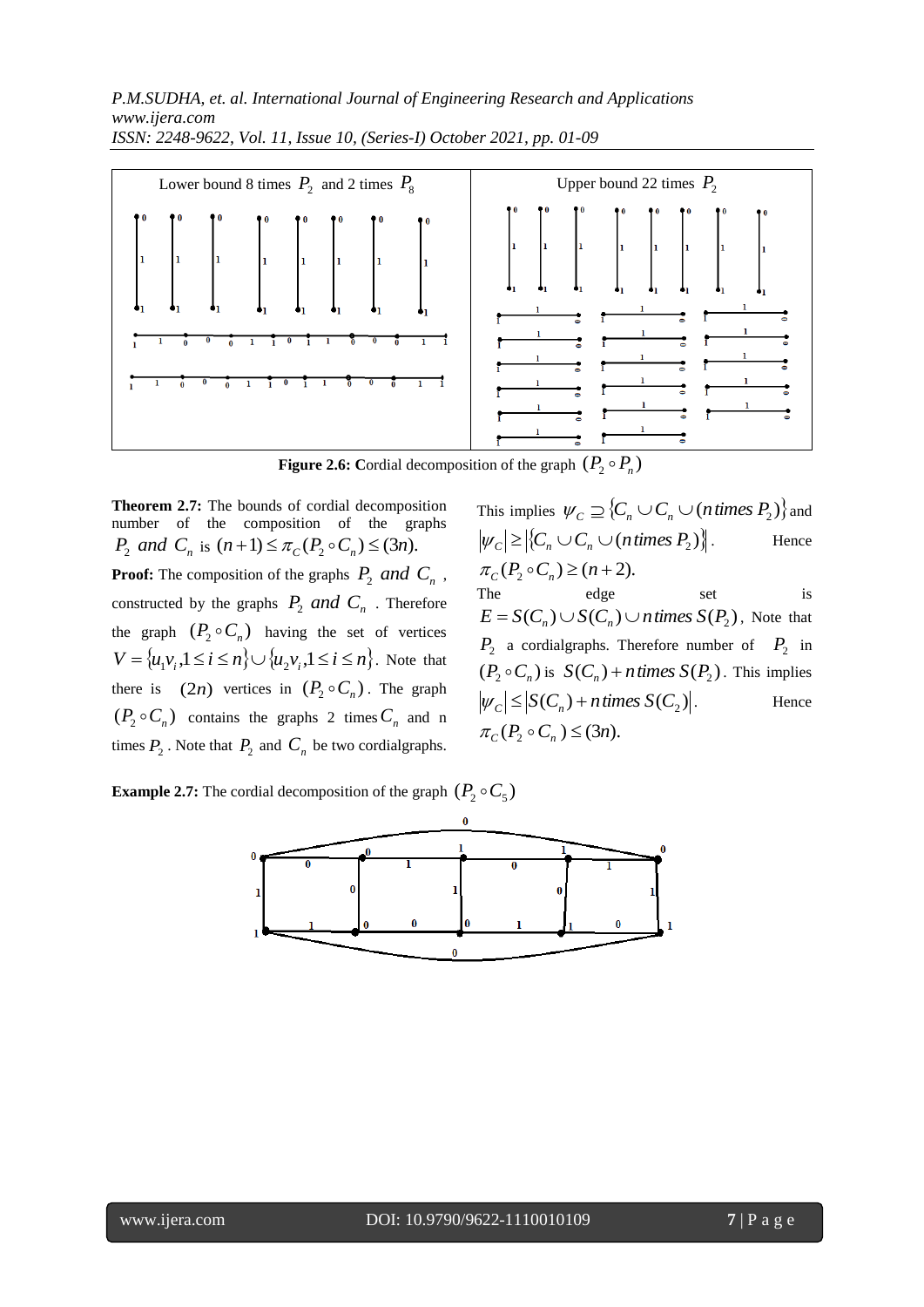Lower bound 8 times $P_2$ and 2 times $P_8$

Upper bound 22 times $P_2$

**Figure 2.6: C**ordial decomposition of the graph $(P_2 \circ P_n)$

**Theorem 2.7:** The bounds of cordial decomposition number of the composition of the graphs $P_2$ *and* $C_n$ is $(n+1) \leq \pi_C(P_2 \circ C_n) \leq (3n)$.

**Proof:** The composition of the graphs $P_2$ *and* $C_n$, constructed by the graphs $P_2$ *and* $C_n$. Therefore the graph $(P_2 \circ C_n)$ having the set of vertices $V = \{u_1 v_i, 1 \leq i \leq n\} \cup \{u_2 v_i, 1 \leq i \leq n\}$. Note that there is $(2n)$ vertices in $(P_2 \circ C_n)$. The graph $(P_2 \circ C_n)$ contains the graphs 2 times $C_n$ and n times $P_2$. Note that $P_2$ and $C_n$ be two cordialgraphs. This implies $\psi_C \supseteq \{C_n \cup C_n \cup (n\, times\, P_2)\}$ and $|\psi_C| \geq |\{C_n \cup C_n \cup (n\, times\, P_2)\}|$. Hence $\pi_C(P_2 \circ C_n) \geq (n+2)$.

The edge set is $E = S(C_n) \cup S(C_n) \cup n\, times\, S(P_2)$, Note that $P_2$ a cordialgraphs. Therefore number of $P_2$ in $(P_2 \circ C_n)$ is $S(C_n) + n\, times\, S(P_2)$. This implies $|\psi_C| \leq |S(C_n) + n\, times\, S(C_2)|$. Hence $\pi_C(P_2 \circ C_n) \leq (3n)$.

**Example 2.7:** The cordial decomposition of the graph $(P_2 \circ C_5)$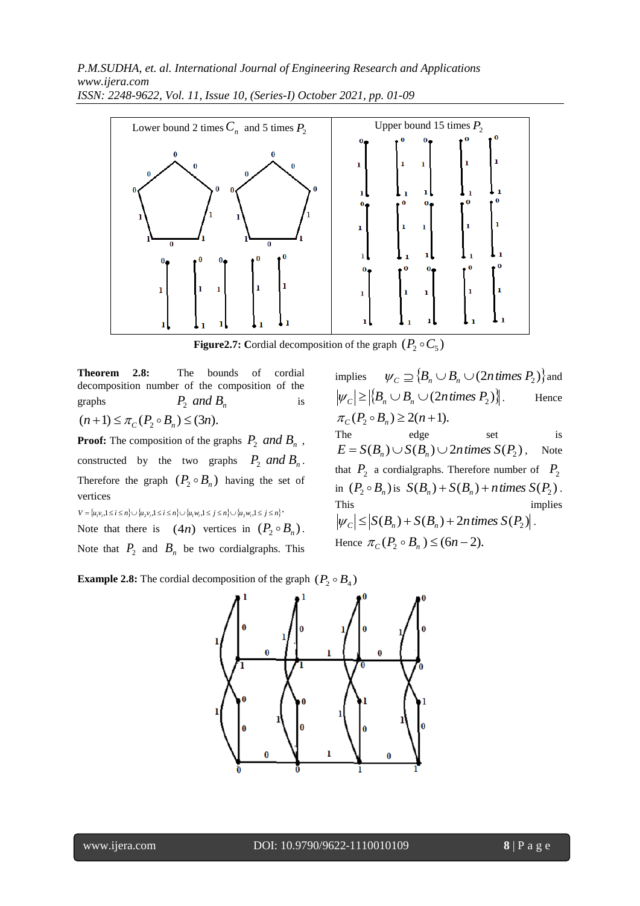Lower bound 2 times $C_n$ and 5 times $P_2$ | Upper bound 15 times $P_2$

**Figure2.7:** Cordial decomposition of the graph $(P_2 \circ C_5)$

**Theorem 2.8:** The bounds of cordial decomposition number of the composition of the graphs $P_2$ *and* $B_n$ is $(n+1) \le \pi_C(P_2 \circ B_n) \le (3n)$.

**Proof:** The composition of the graphs $P_2$ *and* $B_n$, constructed by the two graphs $P_2$ *and* $B_n$. Therefore the graph $(P_2 \circ B_n)$ having the set of vertices

$V = \{u_1v_i, 1 \le i \le n\} \cup \{u_2v_i, 1 \le i \le n\} \cup \{u_1w_i, 1 \le j \le n\} \cup \{u_2w_i, 1 \le j \le n\}$.

Note that there is $(4n)$ vertices in $(P_2 \circ B_n)$. Note that $P_2$ and $B_n$ be two cordialgraphs. This implies $\psi_C \supseteq \{B_n \cup B_n \cup (2n\, times\, P_2)\}$ and $|\psi_C| \ge |\{B_n \cup B_n \cup (2n\, times\, P_2)\}|$. Hence $\pi_C(P_2 \circ B_n) \ge 2(n+1)$.

The edge set is $E = S(B_n) \cup S(B_n) \cup 2n\, times\, S(P_2)$, Note that $P_2$ a cordialgraphs. Therefore number of $P_2$ in $(P_2 \circ B_n)$ is $S(B_n) + S(B_n) + n\, times\, S(P_2)$. This implies $|\psi_C| \le |S(B_n) + S(B_n) + 2n\, times\, S(P_2)|$. Hence $\pi_C(P_2 \circ B_n) \le (6n-2)$.

**Example 2.8:** The cordial decomposition of the graph $(P_2 \circ B_4)$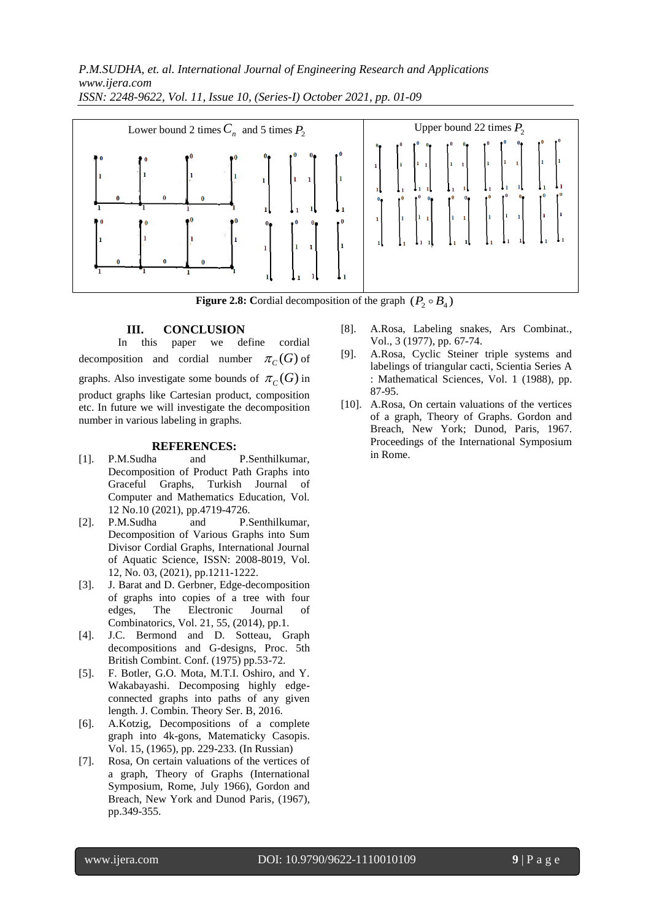Lower bound 2 times $C_n$ and 5 times $P_2$

Upper bound 22 times $P_2$

**Figure 2.8:** Cordial decomposition of the graph $(P_2 \circ B_4)$

## III. CONCLUSION

In this paper we define cordial decomposition and cordial number $\pi_C(G)$ of graphs. Also investigate some bounds of $\pi_C(G)$ in product graphs like Cartesian product, composition etc. In future we will investigate the decomposition number in various labeling in graphs.

## REFERENCES:

[1]. P.M.Sudha and P.Senthilkumar, Decomposition of Product Path Graphs into Graceful Graphs, Turkish Journal of Computer and Mathematics Education, Vol. 12 No.10 (2021), pp.4719-4726.

[2]. P.M.Sudha and P.Senthilkumar, Decomposition of Various Graphs into Sum Divisor Cordial Graphs, International Journal of Aquatic Science, ISSN: 2008-8019, Vol. 12, No. 03, (2021), pp.1211-1222.

[3]. J. Barat and D. Gerbner, Edge-decomposition of graphs into copies of a tree with four edges, The Electronic Journal of Combinatorics, Vol. 21, 55, (2014), pp.1.

[4]. J.C. Bermond and D. Sotteau, Graph decompositions and G-designs, Proc. 5th British Combint. Conf. (1975) pp.53-72.

[5]. F. Botler, G.O. Mota, M.T.I. Oshiro, and Y. Wakabayashi. Decomposing highly edge-connected graphs into paths of any given length. J. Combin. Theory Ser. B, 2016.

[6]. A.Kotzig, Decompositions of a complete graph into 4k-gons, Matematicky Casopis. Vol. 15, (1965), pp. 229-233. (In Russian)

[7]. Rosa, On certain valuations of the vertices of a graph, Theory of Graphs (International Symposium, Rome, July 1966), Gordon and Breach, New York and Dunod Paris, (1967), pp.349-355.

[8]. A.Rosa, Labeling snakes, Ars Combinat., Vol., 3 (1977), pp. 67-74.

[9]. A.Rosa, Cyclic Steiner triple systems and labelings of triangular cacti, Scientia Series A : Mathematical Sciences, Vol. 1 (1988), pp. 87-95.

[10]. A.Rosa, On certain valuations of the vertices of a graph, Theory of Graphs. Gordon and Breach, New York; Dunod, Paris, 1967. Proceedings of the International Symposium in Rome.